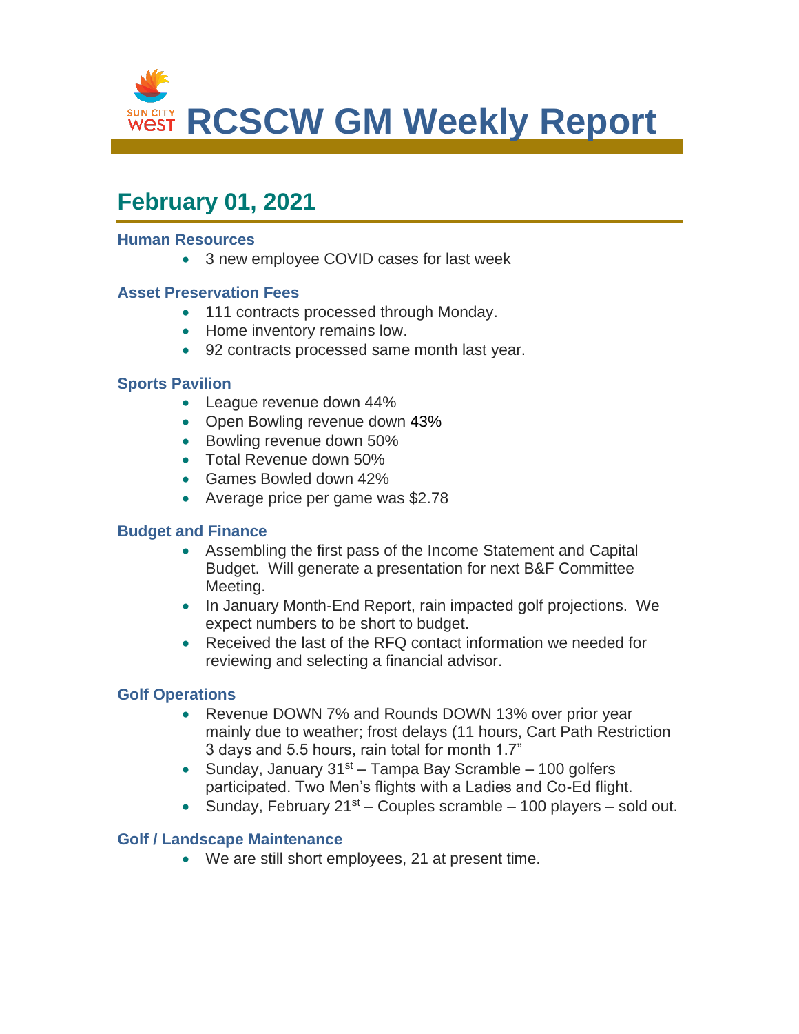# RCSCW GM Weekly Report

## February 01, 2021

### Human Resources

- 3 new employee COVID cases for last week

### Asset Preservation Fees

- 111 contracts processed through Monday.
- Home inventory remains low.
- 92 contracts processed same month last year.

### Sports Pavilion

- League revenue down 44%
- Open Bowling revenue down 43%
- Bowling revenue down 50%
- Total Revenue down 50%
- Games Bowled down 42%
- Average price per game was $2.78

### Budget and Finance

- Assembling the first pass of the Income Statement and Capital Budget. Will generate a presentation for next B&F Committee Meeting.
- In January Month-End Report, rain impacted golf projections. We expect numbers to be short to budget.
- Received the last of the RFQ contact information we needed for reviewing and selecting a financial advisor.

### Golf Operations

- Revenue DOWN 7% and Rounds DOWN 13% over prior year mainly due to weather; frost delays (11 hours, Cart Path Restriction 3 days and 5.5 hours, rain total for month 1.7"
- Sunday, January 31st – Tampa Bay Scramble – 100 golfers participated. Two Men's flights with a Ladies and Co-Ed flight.
- Sunday, February 21st – Couples scramble – 100 players – sold out.

### Golf / Landscape Maintenance

- We are still short employees, 21 at present time.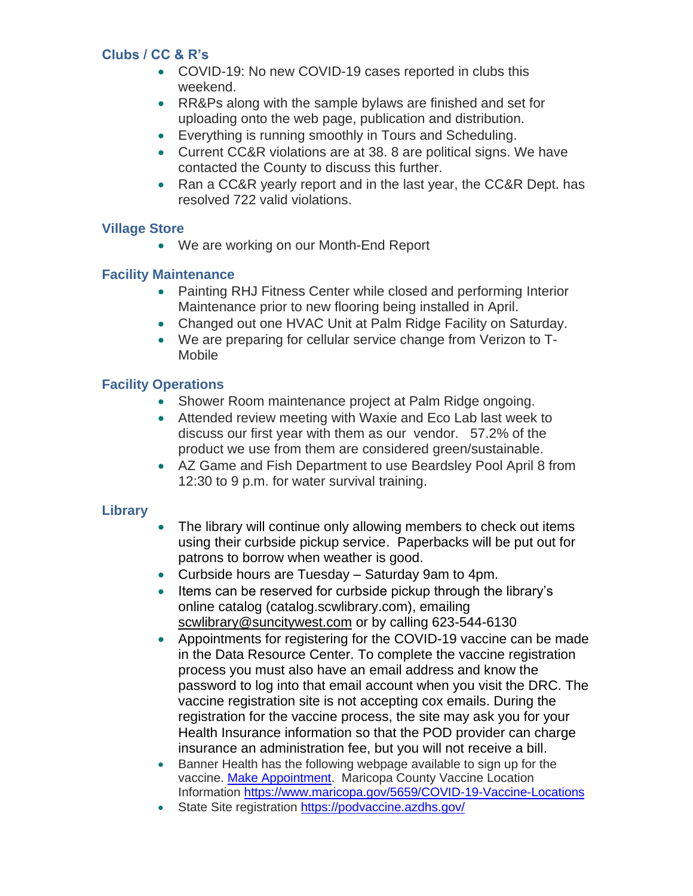### Clubs / CC & R's

- COVID-19: No new COVID-19 cases reported in clubs this weekend.
- RR&Ps along with the sample bylaws are finished and set for uploading onto the web page, publication and distribution.
- Everything is running smoothly in Tours and Scheduling.
- Current CC&R violations are at 38. 8 are political signs. We have contacted the County to discuss this further.
- Ran a CC&R yearly report and in the last year, the CC&R Dept. has resolved 722 valid violations.

### Village Store

- We are working on our Month-End Report

### Facility Maintenance

- Painting RHJ Fitness Center while closed and performing Interior Maintenance prior to new flooring being installed in April.
- Changed out one HVAC Unit at Palm Ridge Facility on Saturday.
- We are preparing for cellular service change from Verizon to T-Mobile

### Facility Operations

- Shower Room maintenance project at Palm Ridge ongoing.
- Attended review meeting with Waxie and Eco Lab last week to discuss our first year with them as our vendor. 57.2% of the product we use from them are considered green/sustainable.
- AZ Game and Fish Department to use Beardsley Pool April 8 from 12:30 to 9 p.m. for water survival training.

### Library

- The library will continue only allowing members to check out items using their curbside pickup service. Paperbacks will be put out for patrons to borrow when weather is good.
- Curbside hours are Tuesday – Saturday 9am to 4pm.
- Items can be reserved for curbside pickup through the library's online catalog (catalog.scwlibrary.com), emailing scwlibrary@suncitywest.com or by calling 623-544-6130
- Appointments for registering for the COVID-19 vaccine can be made in the Data Resource Center. To complete the vaccine registration process you must also have an email address and know the password to log into that email account when you visit the DRC. The vaccine registration site is not accepting cox emails. During the registration for the vaccine process, the site may ask you for your Health Insurance information so that the POD provider can charge insurance an administration fee, but you will not receive a bill.
- Banner Health has the following webpage available to sign up for the vaccine. Make Appointment. Maricopa County Vaccine Location Information https://www.maricopa.gov/5659/COVID-19-Vaccine-Locations
- State Site registration https://podvaccine.azdhs.gov/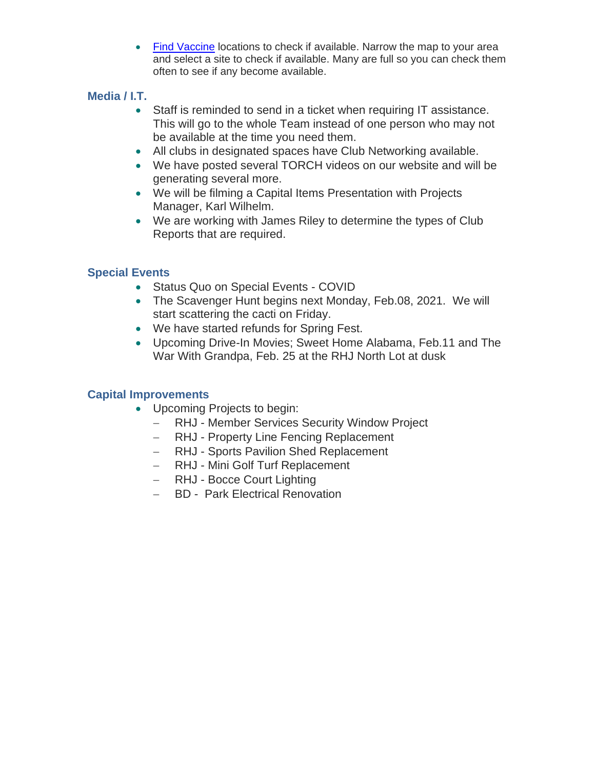- Find Vaccine locations to check if available. Narrow the map to your area and select a site to check if available. Many are full so you can check them often to see if any become available.

### Media / I.T.

- Staff is reminded to send in a ticket when requiring IT assistance. This will go to the whole Team instead of one person who may not be available at the time you need them.
- All clubs in designated spaces have Club Networking available.
- We have posted several TORCH videos on our website and will be generating several more.
- We will be filming a Capital Items Presentation with Projects Manager, Karl Wilhelm.
- We are working with James Riley to determine the types of Club Reports that are required.

### Special Events

- Status Quo on Special Events - COVID
- The Scavenger Hunt begins next Monday, Feb.08, 2021. We will start scattering the cacti on Friday.
- We have started refunds for Spring Fest.
- Upcoming Drive-In Movies; Sweet Home Alabama, Feb.11 and The War With Grandpa, Feb. 25 at the RHJ North Lot at dusk

### Capital Improvements

- Upcoming Projects to begin:
  - RHJ - Member Services Security Window Project
  - RHJ - Property Line Fencing Replacement
  - RHJ - Sports Pavilion Shed Replacement
  - RHJ - Mini Golf Turf Replacement
  - RHJ - Bocce Court Lighting
  - BD - Park Electrical Renovation